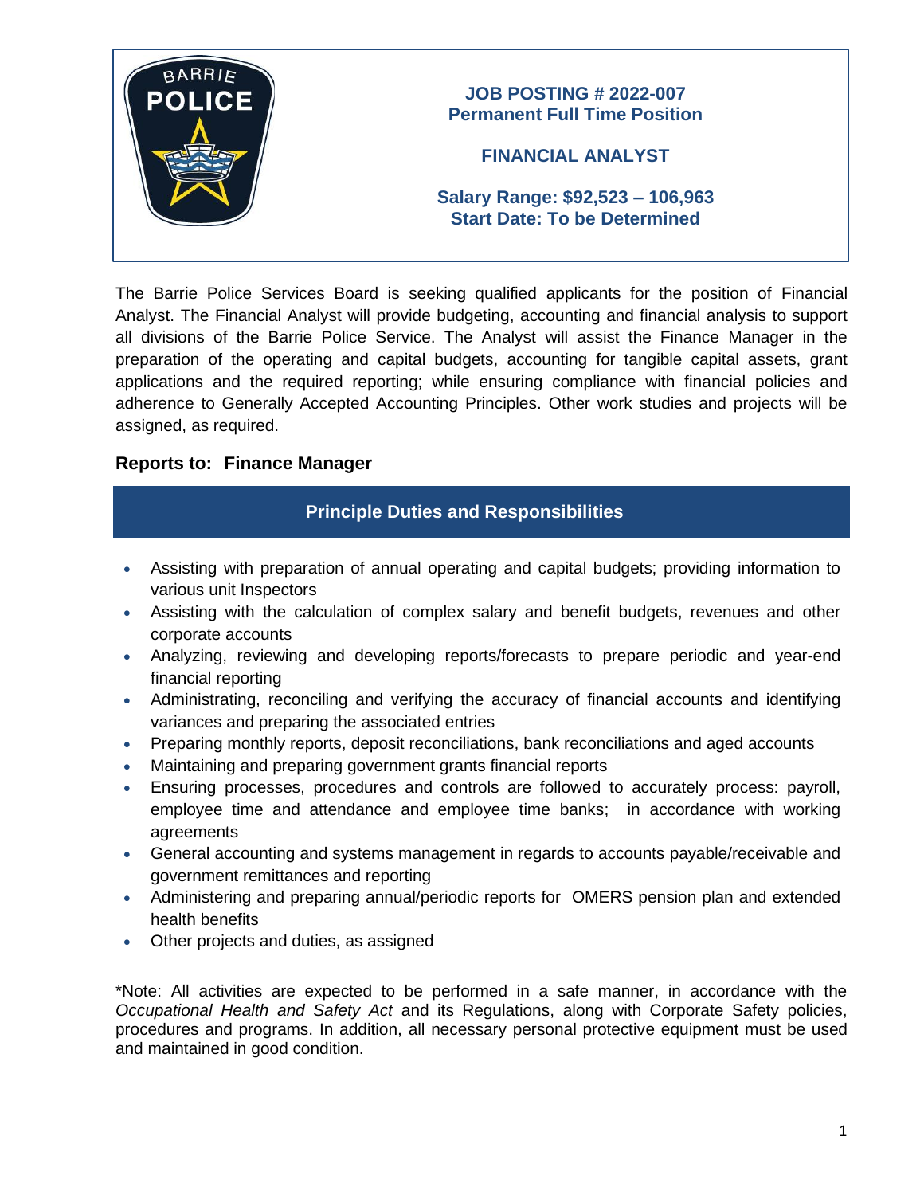**JOB POSTING # 2022-007**
**Permanent Full Time Position**

# FINANCIAL ANALYST

**Salary Range: $92,523 – 106,963**
**Start Date: To be Determined**

The Barrie Police Services Board is seeking qualified applicants for the position of Financial Analyst. The Financial Analyst will provide budgeting, accounting and financial analysis to support all divisions of the Barrie Police Service. The Analyst will assist the Finance Manager in the preparation of the operating and capital budgets, accounting for tangible capital assets, grant applications and the required reporting; while ensuring compliance with financial policies and adherence to Generally Accepted Accounting Principles. Other work studies and projects will be assigned, as required.

**Reports to: Finance Manager**

## Principle Duties and Responsibilities

- Assisting with preparation of annual operating and capital budgets; providing information to various unit Inspectors
- Assisting with the calculation of complex salary and benefit budgets, revenues and other corporate accounts
- Analyzing, reviewing and developing reports/forecasts to prepare periodic and year-end financial reporting
- Administrating, reconciling and verifying the accuracy of financial accounts and identifying variances and preparing the associated entries
- Preparing monthly reports, deposit reconciliations, bank reconciliations and aged accounts
- Maintaining and preparing government grants financial reports
- Ensuring processes, procedures and controls are followed to accurately process: payroll, employee time and attendance and employee time banks; in accordance with working agreements
- General accounting and systems management in regards to accounts payable/receivable and government remittances and reporting
- Administering and preparing annual/periodic reports for OMERS pension plan and extended health benefits
- Other projects and duties, as assigned

*Note: All activities are expected to be performed in a safe manner, in accordance with the *Occupational Health and Safety Act* and its Regulations, along with Corporate Safety policies, procedures and programs. In addition, all necessary personal protective equipment must be used and maintained in good condition.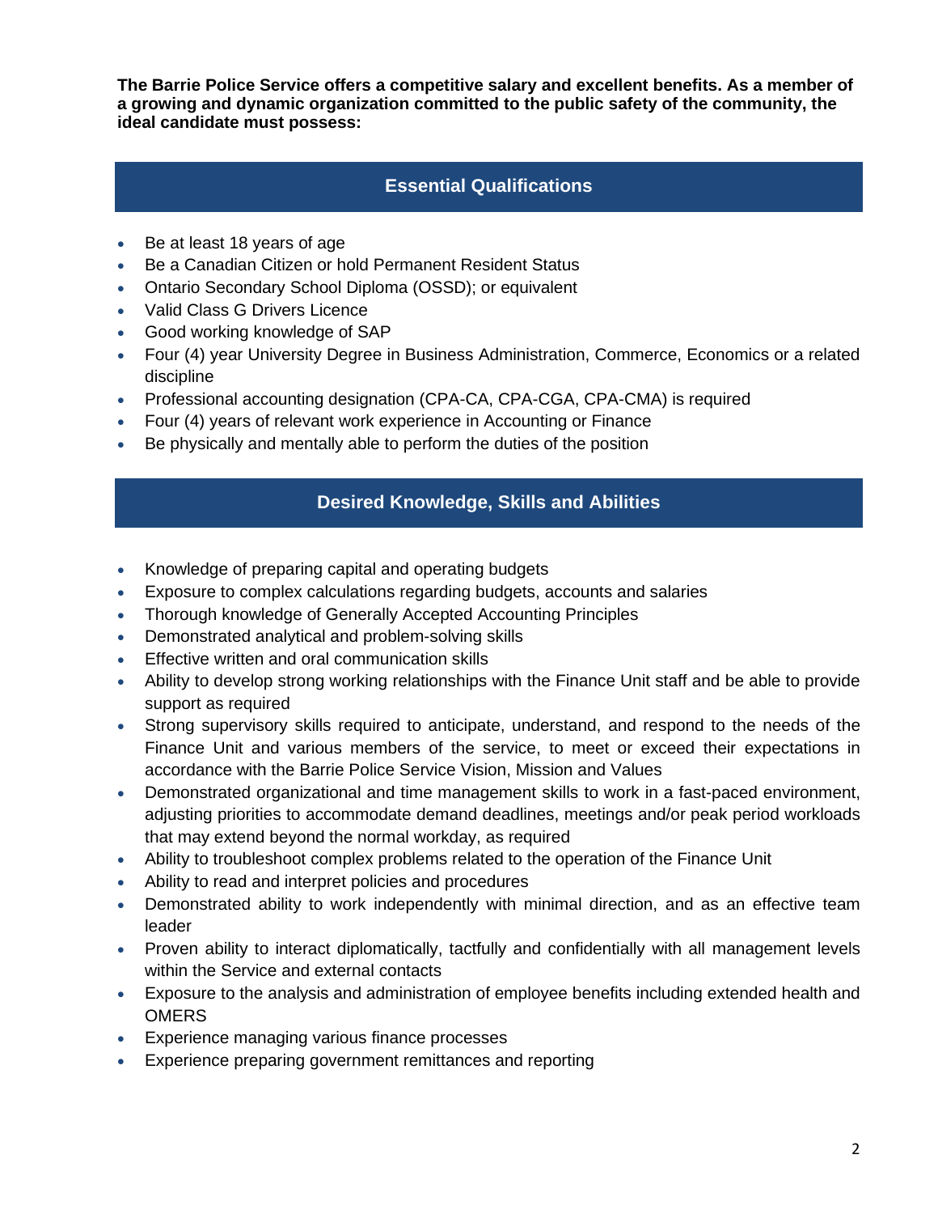**The Barrie Police Service offers a competitive salary and excellent benefits. As a member of a growing and dynamic organization committed to the public safety of the community, the ideal candidate must possess:**

## Essential Qualifications

- Be at least 18 years of age
- Be a Canadian Citizen or hold Permanent Resident Status
- Ontario Secondary School Diploma (OSSD); or equivalent
- Valid Class G Drivers Licence
- Good working knowledge of SAP
- Four (4) year University Degree in Business Administration, Commerce, Economics or a related discipline
- Professional accounting designation (CPA-CA, CPA-CGA, CPA-CMA) is required
- Four (4) years of relevant work experience in Accounting or Finance
- Be physically and mentally able to perform the duties of the position

## Desired Knowledge, Skills and Abilities

- Knowledge of preparing capital and operating budgets
- Exposure to complex calculations regarding budgets, accounts and salaries
- Thorough knowledge of Generally Accepted Accounting Principles
- Demonstrated analytical and problem-solving skills
- Effective written and oral communication skills
- Ability to develop strong working relationships with the Finance Unit staff and be able to provide support as required
- Strong supervisory skills required to anticipate, understand, and respond to the needs of the Finance Unit and various members of the service, to meet or exceed their expectations in accordance with the Barrie Police Service Vision, Mission and Values
- Demonstrated organizational and time management skills to work in a fast-paced environment, adjusting priorities to accommodate demand deadlines, meetings and/or peak period workloads that may extend beyond the normal workday, as required
- Ability to troubleshoot complex problems related to the operation of the Finance Unit
- Ability to read and interpret policies and procedures
- Demonstrated ability to work independently with minimal direction, and as an effective team leader
- Proven ability to interact diplomatically, tactfully and confidentially with all management levels within the Service and external contacts
- Exposure to the analysis and administration of employee benefits including extended health and OMERS
- Experience managing various finance processes
- Experience preparing government remittances and reporting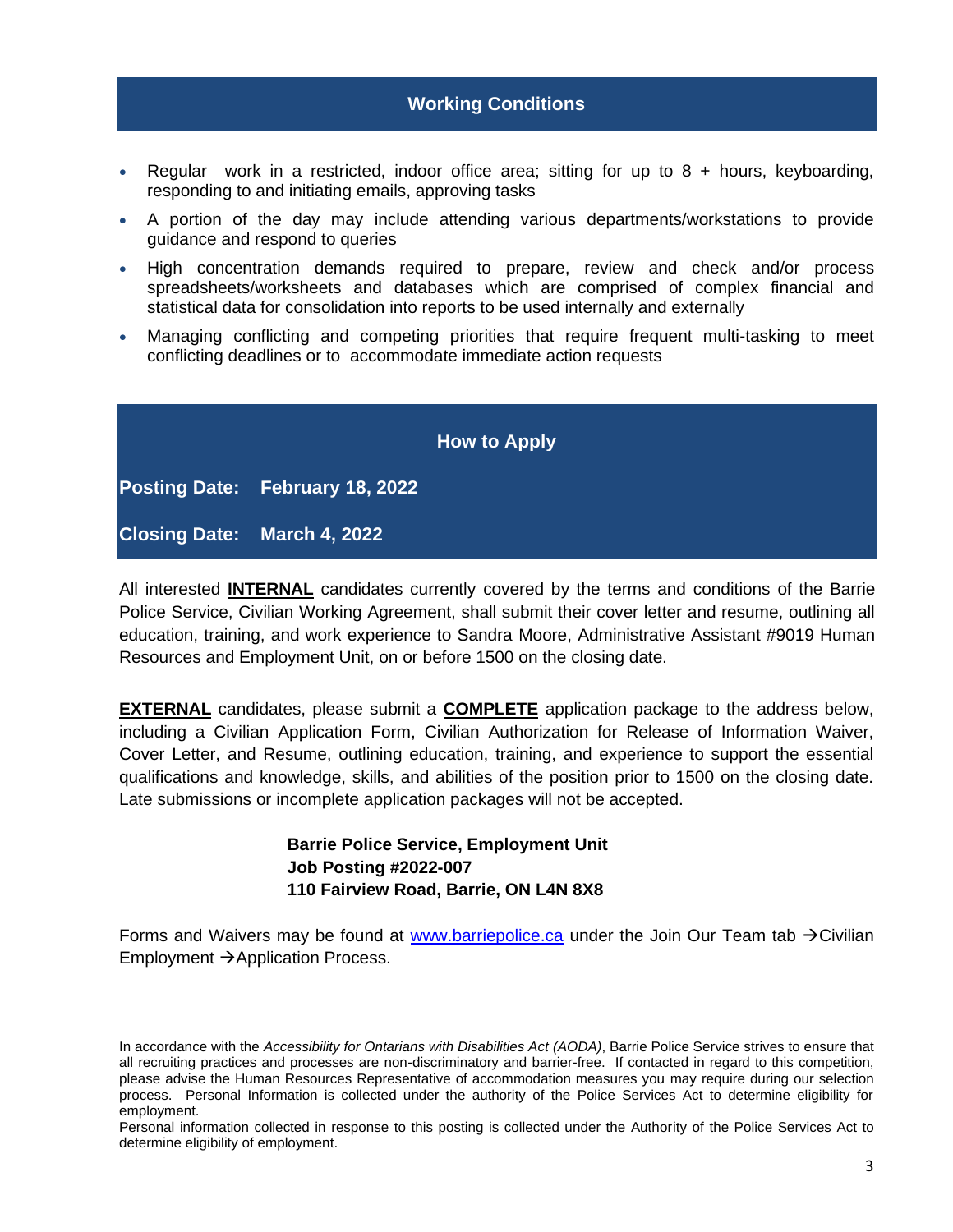## Working Conditions

- Regular work in a restricted, indoor office area; sitting for up to 8 + hours, keyboarding, responding to and initiating emails, approving tasks
- A portion of the day may include attending various departments/workstations to provide guidance and respond to queries
- High concentration demands required to prepare, review and check and/or process spreadsheets/worksheets and databases which are comprised of complex financial and statistical data for consolidation into reports to be used internally and externally
- Managing conflicting and competing priorities that require frequent multi-tasking to meet conflicting deadlines or to accommodate immediate action requests

## How to Apply

**Posting Date: February 18, 2022**

**Closing Date: March 4, 2022**

All interested **INTERNAL** candidates currently covered by the terms and conditions of the Barrie Police Service, Civilian Working Agreement, shall submit their cover letter and resume, outlining all education, training, and work experience to Sandra Moore, Administrative Assistant #9019 Human Resources and Employment Unit, on or before 1500 on the closing date.

**EXTERNAL** candidates, please submit a **COMPLETE** application package to the address below, including a Civilian Application Form, Civilian Authorization for Release of Information Waiver, Cover Letter, and Resume, outlining education, training, and experience to support the essential qualifications and knowledge, skills, and abilities of the position prior to 1500 on the closing date. Late submissions or incomplete application packages will not be accepted.

**Barrie Police Service, Employment Unit**
**Job Posting #2022-007**
**110 Fairview Road, Barrie, ON L4N 8X8**

Forms and Waivers may be found at [www.barriepolice.ca](http://www.barriepolice.ca) under the Join Our Team tab →Civilian Employment →Application Process.

In accordance with the *Accessibility for Ontarians with Disabilities Act (AODA)*, Barrie Police Service strives to ensure that all recruiting practices and processes are non-discriminatory and barrier-free. If contacted in regard to this competition, please advise the Human Resources Representative of accommodation measures you may require during our selection process. Personal Information is collected under the authority of the Police Services Act to determine eligibility for employment.
Personal information collected in response to this posting is collected under the Authority of the Police Services Act to determine eligibility of employment.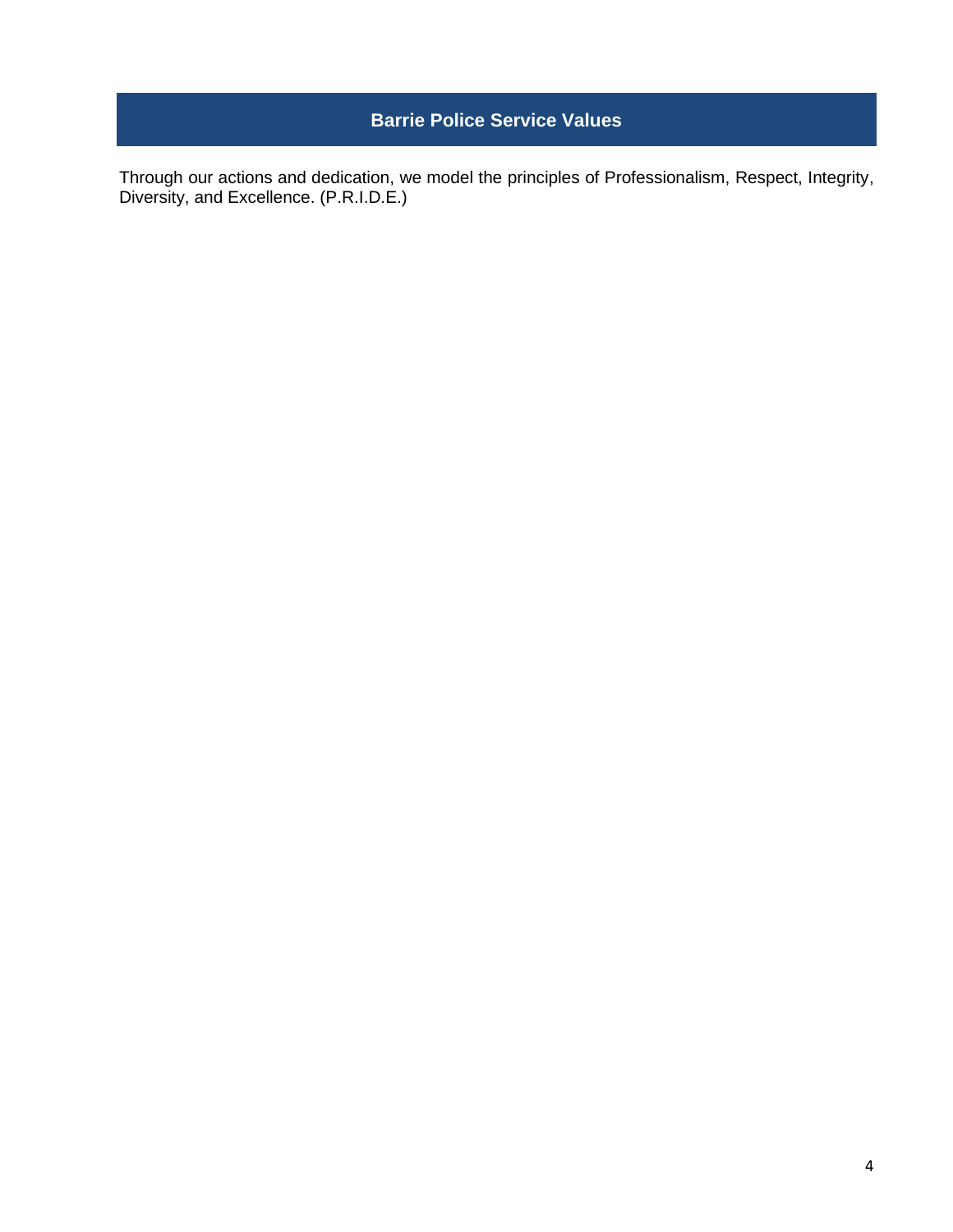## Barrie Police Service Values

Through our actions and dedication, we model the principles of Professionalism, Respect, Integrity, Diversity, and Excellence. (P.R.I.D.E.)